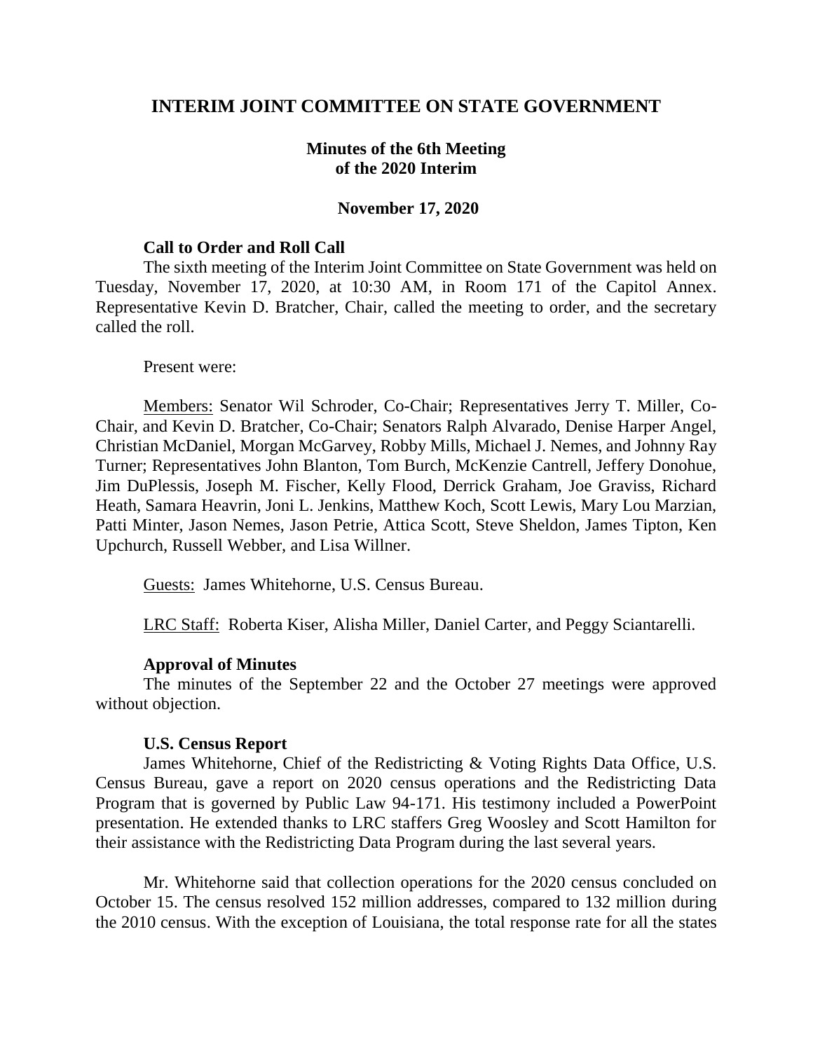# INTERIM JOINT COMMITTEE ON STATE GOVERNMENT

## Minutes of the 6th Meeting of the 2020 Interim

### November 17, 2020

**Call to Order and Roll Call**

The sixth meeting of the Interim Joint Committee on State Government was held on Tuesday, November 17, 2020, at 10:30 AM, in Room 171 of the Capitol Annex. Representative Kevin D. Bratcher, Chair, called the meeting to order, and the secretary called the roll.

Present were:

Members: Senator Wil Schroder, Co-Chair; Representatives Jerry T. Miller, Co-Chair, and Kevin D. Bratcher, Co-Chair; Senators Ralph Alvarado, Denise Harper Angel, Christian McDaniel, Morgan McGarvey, Robby Mills, Michael J. Nemes, and Johnny Ray Turner; Representatives John Blanton, Tom Burch, McKenzie Cantrell, Jeffery Donohue, Jim DuPlessis, Joseph M. Fischer, Kelly Flood, Derrick Graham, Joe Graviss, Richard Heath, Samara Heavrin, Joni L. Jenkins, Matthew Koch, Scott Lewis, Mary Lou Marzian, Patti Minter, Jason Nemes, Jason Petrie, Attica Scott, Steve Sheldon, James Tipton, Ken Upchurch, Russell Webber, and Lisa Willner.

Guests: James Whitehorne, U.S. Census Bureau.

LRC Staff: Roberta Kiser, Alisha Miller, Daniel Carter, and Peggy Sciantarelli.

**Approval of Minutes**

The minutes of the September 22 and the October 27 meetings were approved without objection.

**U.S. Census Report**

James Whitehorne, Chief of the Redistricting & Voting Rights Data Office, U.S. Census Bureau, gave a report on 2020 census operations and the Redistricting Data Program that is governed by Public Law 94-171. His testimony included a PowerPoint presentation. He extended thanks to LRC staffers Greg Woosley and Scott Hamilton for their assistance with the Redistricting Data Program during the last several years.

Mr. Whitehorne said that collection operations for the 2020 census concluded on October 15. The census resolved 152 million addresses, compared to 132 million during the 2010 census. With the exception of Louisiana, the total response rate for all the states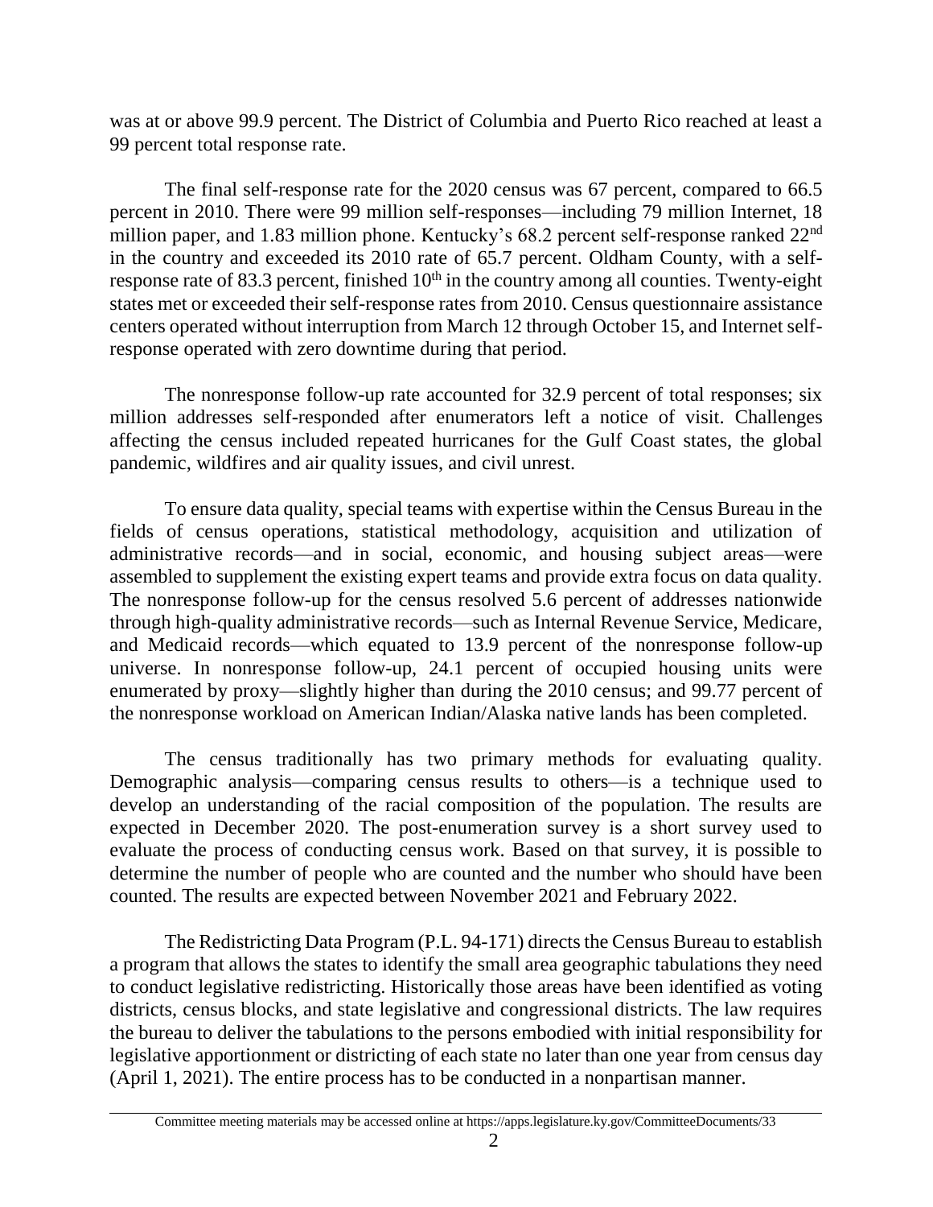was at or above 99.9 percent. The District of Columbia and Puerto Rico reached at least a 99 percent total response rate.

The final self-response rate for the 2020 census was 67 percent, compared to 66.5 percent in 2010. There were 99 million self-responses—including 79 million Internet, 18 million paper, and 1.83 million phone. Kentucky's 68.2 percent self-response ranked 22nd in the country and exceeded its 2010 rate of 65.7 percent. Oldham County, with a self-response rate of 83.3 percent, finished 10th in the country among all counties. Twenty-eight states met or exceeded their self-response rates from 2010. Census questionnaire assistance centers operated without interruption from March 12 through October 15, and Internet self-response operated with zero downtime during that period.

The nonresponse follow-up rate accounted for 32.9 percent of total responses; six million addresses self-responded after enumerators left a notice of visit. Challenges affecting the census included repeated hurricanes for the Gulf Coast states, the global pandemic, wildfires and air quality issues, and civil unrest.

To ensure data quality, special teams with expertise within the Census Bureau in the fields of census operations, statistical methodology, acquisition and utilization of administrative records—and in social, economic, and housing subject areas—were assembled to supplement the existing expert teams and provide extra focus on data quality. The nonresponse follow-up for the census resolved 5.6 percent of addresses nationwide through high-quality administrative records—such as Internal Revenue Service, Medicare, and Medicaid records—which equated to 13.9 percent of the nonresponse follow-up universe. In nonresponse follow-up, 24.1 percent of occupied housing units were enumerated by proxy—slightly higher than during the 2010 census; and 99.77 percent of the nonresponse workload on American Indian/Alaska native lands has been completed.

The census traditionally has two primary methods for evaluating quality. Demographic analysis—comparing census results to others—is a technique used to develop an understanding of the racial composition of the population. The results are expected in December 2020. The post-enumeration survey is a short survey used to evaluate the process of conducting census work. Based on that survey, it is possible to determine the number of people who are counted and the number who should have been counted. The results are expected between November 2021 and February 2022.

The Redistricting Data Program (P.L. 94-171) directs the Census Bureau to establish a program that allows the states to identify the small area geographic tabulations they need to conduct legislative redistricting. Historically those areas have been identified as voting districts, census blocks, and state legislative and congressional districts. The law requires the bureau to deliver the tabulations to the persons embodied with initial responsibility for legislative apportionment or districting of each state no later than one year from census day (April 1, 2021). The entire process has to be conducted in a nonpartisan manner.

Committee meeting materials may be accessed online at https://apps.legislature.ky.gov/CommitteeDocuments/33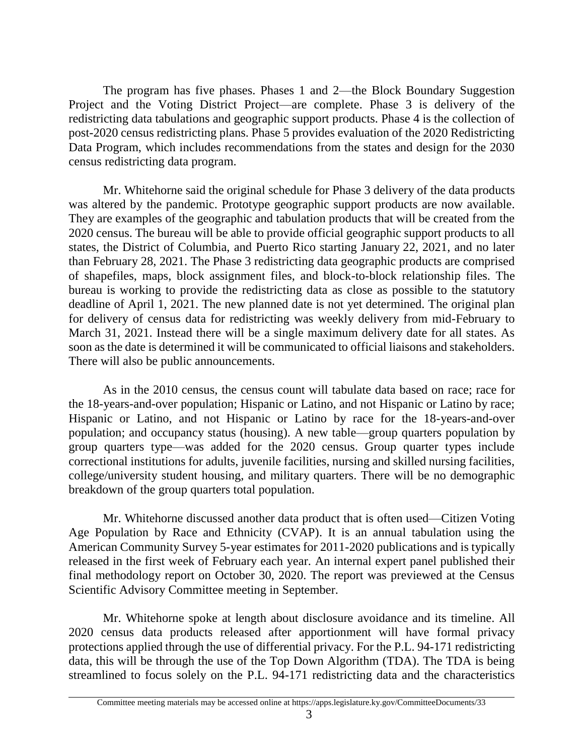The program has five phases. Phases 1 and 2—the Block Boundary Suggestion Project and the Voting District Project—are complete. Phase 3 is delivery of the redistricting data tabulations and geographic support products. Phase 4 is the collection of post-2020 census redistricting plans. Phase 5 provides evaluation of the 2020 Redistricting Data Program, which includes recommendations from the states and design for the 2030 census redistricting data program.

Mr. Whitehorne said the original schedule for Phase 3 delivery of the data products was altered by the pandemic. Prototype geographic support products are now available. They are examples of the geographic and tabulation products that will be created from the 2020 census. The bureau will be able to provide official geographic support products to all states, the District of Columbia, and Puerto Rico starting January 22, 2021, and no later than February 28, 2021. The Phase 3 redistricting data geographic products are comprised of shapefiles, maps, block assignment files, and block-to-block relationship files. The bureau is working to provide the redistricting data as close as possible to the statutory deadline of April 1, 2021. The new planned date is not yet determined. The original plan for delivery of census data for redistricting was weekly delivery from mid-February to March 31, 2021. Instead there will be a single maximum delivery date for all states. As soon as the date is determined it will be communicated to official liaisons and stakeholders. There will also be public announcements.

As in the 2010 census, the census count will tabulate data based on race; race for the 18-years-and-over population; Hispanic or Latino, and not Hispanic or Latino by race; Hispanic or Latino, and not Hispanic or Latino by race for the 18-years-and-over population; and occupancy status (housing). A new table—group quarters population by group quarters type—was added for the 2020 census. Group quarter types include correctional institutions for adults, juvenile facilities, nursing and skilled nursing facilities, college/university student housing, and military quarters. There will be no demographic breakdown of the group quarters total population.

Mr. Whitehorne discussed another data product that is often used—Citizen Voting Age Population by Race and Ethnicity (CVAP). It is an annual tabulation using the American Community Survey 5-year estimates for 2011-2020 publications and is typically released in the first week of February each year. An internal expert panel published their final methodology report on October 30, 2020. The report was previewed at the Census Scientific Advisory Committee meeting in September.

Mr. Whitehorne spoke at length about disclosure avoidance and its timeline. All 2020 census data products released after apportionment will have formal privacy protections applied through the use of differential privacy. For the P.L. 94-171 redistricting data, this will be through the use of the Top Down Algorithm (TDA). The TDA is being streamlined to focus solely on the P.L. 94-171 redistricting data and the characteristics

Committee meeting materials may be accessed online at https://apps.legislature.ky.gov/CommitteeDocuments/33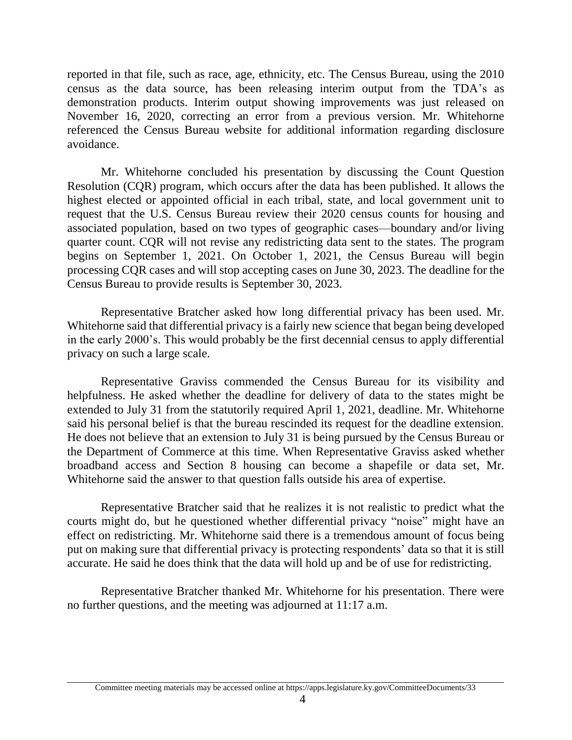reported in that file, such as race, age, ethnicity, etc. The Census Bureau, using the 2010 census as the data source, has been releasing interim output from the TDA's as demonstration products. Interim output showing improvements was just released on November 16, 2020, correcting an error from a previous version. Mr. Whitehorne referenced the Census Bureau website for additional information regarding disclosure avoidance.

Mr. Whitehorne concluded his presentation by discussing the Count Question Resolution (CQR) program, which occurs after the data has been published. It allows the highest elected or appointed official in each tribal, state, and local government unit to request that the U.S. Census Bureau review their 2020 census counts for housing and associated population, based on two types of geographic cases—boundary and/or living quarter count. CQR will not revise any redistricting data sent to the states. The program begins on September 1, 2021. On October 1, 2021, the Census Bureau will begin processing CQR cases and will stop accepting cases on June 30, 2023. The deadline for the Census Bureau to provide results is September 30, 2023.

Representative Bratcher asked how long differential privacy has been used. Mr. Whitehorne said that differential privacy is a fairly new science that began being developed in the early 2000's. This would probably be the first decennial census to apply differential privacy on such a large scale.

Representative Graviss commended the Census Bureau for its visibility and helpfulness. He asked whether the deadline for delivery of data to the states might be extended to July 31 from the statutorily required April 1, 2021, deadline. Mr. Whitehorne said his personal belief is that the bureau rescinded its request for the deadline extension. He does not believe that an extension to July 31 is being pursued by the Census Bureau or the Department of Commerce at this time. When Representative Graviss asked whether broadband access and Section 8 housing can become a shapefile or data set, Mr. Whitehorne said the answer to that question falls outside his area of expertise.

Representative Bratcher said that he realizes it is not realistic to predict what the courts might do, but he questioned whether differential privacy "noise" might have an effect on redistricting. Mr. Whitehorne said there is a tremendous amount of focus being put on making sure that differential privacy is protecting respondents' data so that it is still accurate. He said he does think that the data will hold up and be of use for redistricting.

Representative Bratcher thanked Mr. Whitehorne for his presentation. There were no further questions, and the meeting was adjourned at 11:17 a.m.

Committee meeting materials may be accessed online at https://apps.legislature.ky.gov/CommitteeDocuments/33